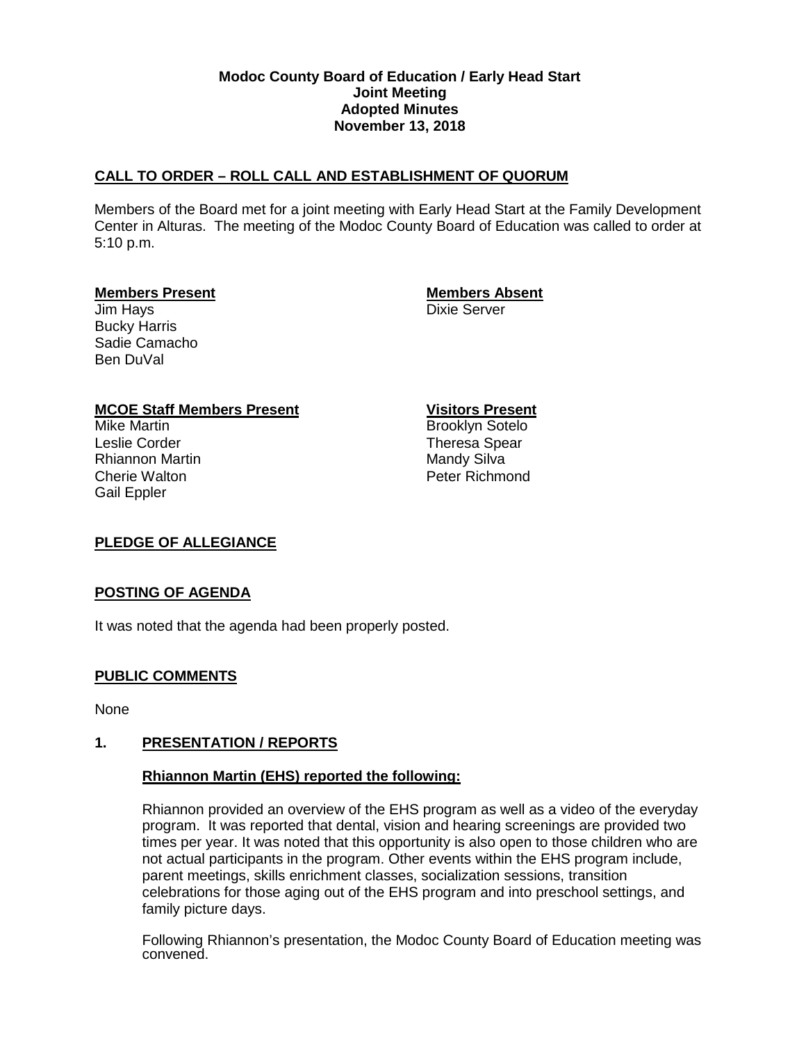**Modoc County Board of Education / Early Head Start**
**Joint Meeting**
**Adopted Minutes**
**November 13, 2018**

## CALL TO ORDER – ROLL CALL AND ESTABLISHMENT OF QUORUM

Members of the Board met for a joint meeting with Early Head Start at the Family Development Center in Alturas. The meeting of the Modoc County Board of Education was called to order at 5:10 p.m.

**Members Present**
Jim Hays
Bucky Harris
Sadie Camacho
Ben DuVal

**Members Absent**
Dixie Server

**MCOE Staff Members Present**
Mike Martin
Leslie Corder
Rhiannon Martin
Cherie Walton
Gail Eppler

**Visitors Present**
Brooklyn Sotelo
Theresa Spear
Mandy Silva
Peter Richmond

## PLEDGE OF ALLEGIANCE

## POSTING OF AGENDA

It was noted that the agenda had been properly posted.

## PUBLIC COMMENTS

None

## 1. PRESENTATION / REPORTS

### Rhiannon Martin (EHS) reported the following:

Rhiannon provided an overview of the EHS program as well as a video of the everyday program. It was reported that dental, vision and hearing screenings are provided two times per year. It was noted that this opportunity is also open to those children who are not actual participants in the program. Other events within the EHS program include, parent meetings, skills enrichment classes, socialization sessions, transition celebrations for those aging out of the EHS program and into preschool settings, and family picture days.

Following Rhiannon's presentation, the Modoc County Board of Education meeting was convened.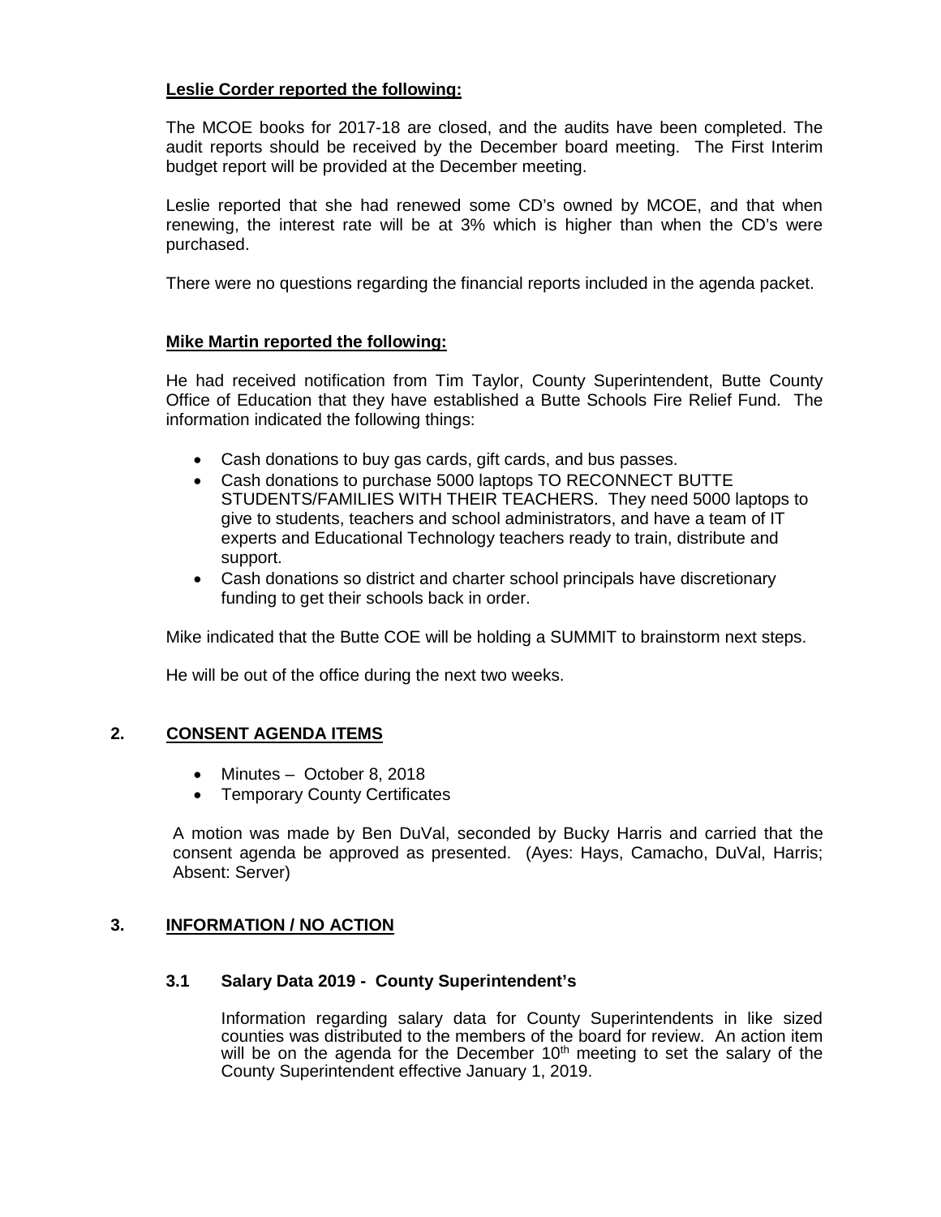**Leslie Corder reported the following:**

The MCOE books for 2017-18 are closed, and the audits have been completed. The audit reports should be received by the December board meeting. The First Interim budget report will be provided at the December meeting.

Leslie reported that she had renewed some CD's owned by MCOE, and that when renewing, the interest rate will be at 3% which is higher than when the CD's were purchased.

There were no questions regarding the financial reports included in the agenda packet.

**Mike Martin reported the following:**

He had received notification from Tim Taylor, County Superintendent, Butte County Office of Education that they have established a Butte Schools Fire Relief Fund. The information indicated the following things:

- Cash donations to buy gas cards, gift cards, and bus passes.
- Cash donations to purchase 5000 laptops TO RECONNECT BUTTE STUDENTS/FAMILIES WITH THEIR TEACHERS. They need 5000 laptops to give to students, teachers and school administrators, and have a team of IT experts and Educational Technology teachers ready to train, distribute and support.
- Cash donations so district and charter school principals have discretionary funding to get their schools back in order.

Mike indicated that the Butte COE will be holding a SUMMIT to brainstorm next steps.

He will be out of the office during the next two weeks.

## 2. CONSENT AGENDA ITEMS

- Minutes – October 8, 2018
- Temporary County Certificates

A motion was made by Ben DuVal, seconded by Bucky Harris and carried that the consent agenda be approved as presented. (Ayes: Hays, Camacho, DuVal, Harris; Absent: Server)

## 3. INFORMATION / NO ACTION

### 3.1 Salary Data 2019 - County Superintendent's

Information regarding salary data for County Superintendents in like sized counties was distributed to the members of the board for review. An action item will be on the agenda for the December 10th meeting to set the salary of the County Superintendent effective January 1, 2019.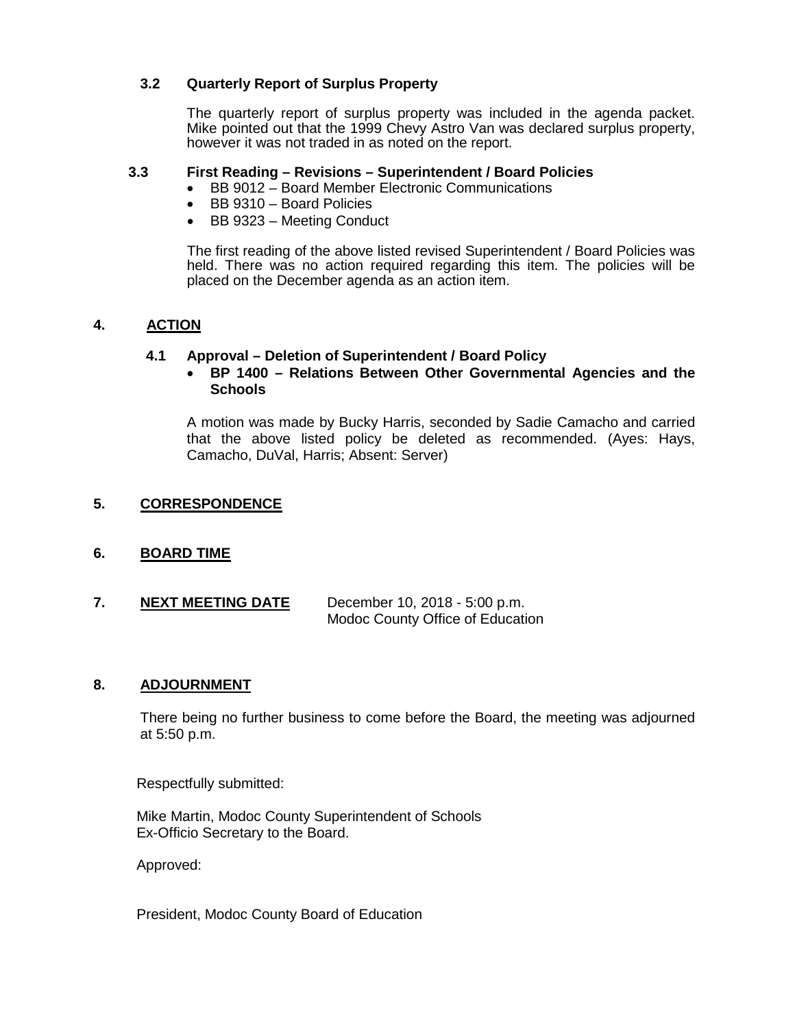### 3.2 Quarterly Report of Surplus Property

The quarterly report of surplus property was included in the agenda packet. Mike pointed out that the 1999 Chevy Astro Van was declared surplus property, however it was not traded in as noted on the report.

### 3.3 First Reading – Revisions – Superintendent / Board Policies

- BB 9012 – Board Member Electronic Communications
- BB 9310 – Board Policies
- BB 9323 – Meeting Conduct

The first reading of the above listed revised Superintendent / Board Policies was held. There was no action required regarding this item. The policies will be placed on the December agenda as an action item.

## 4. ACTION

### 4.1 Approval – Deletion of Superintendent / Board Policy

- **BP 1400 – Relations Between Other Governmental Agencies and the Schools**

A motion was made by Bucky Harris, seconded by Sadie Camacho and carried that the above listed policy be deleted as recommended. (Ayes: Hays, Camacho, DuVal, Harris; Absent: Server)

## 5. CORRESPONDENCE

## 6. BOARD TIME

## 7. NEXT MEETING DATE

December 10, 2018 - 5:00 p.m.
Modoc County Office of Education

## 8. ADJOURNMENT

There being no further business to come before the Board, the meeting was adjourned at 5:50 p.m.

Respectfully submitted:

Mike Martin, Modoc County Superintendent of Schools
Ex-Officio Secretary to the Board.

Approved:

President, Modoc County Board of Education